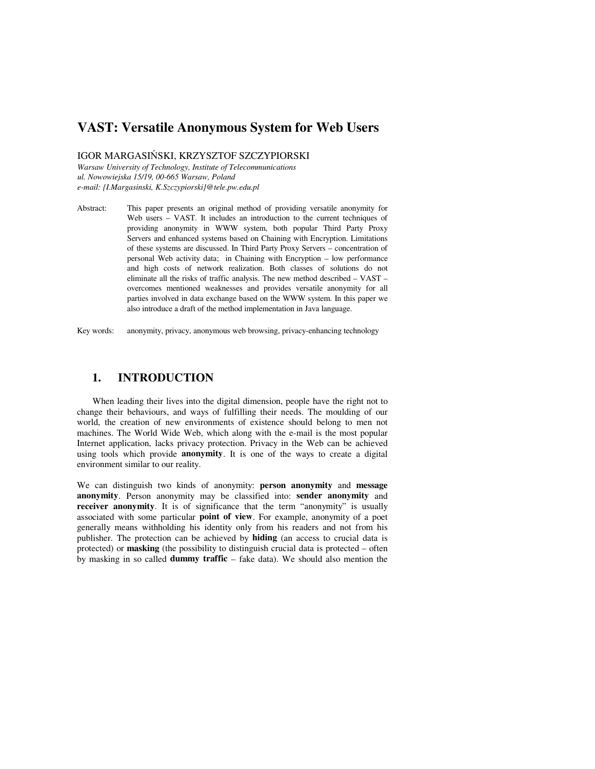# VAST: Versatile Anonymous System for Web Users

IGOR MARGASIŃSKI, KRZYSZTOF SZCZYPIORSKI

*Warsaw University of Technology, Institute of Telecommunications*
*ul. Nowowiejska 15/19, 00-665 Warsaw, Poland*
*e-mail: {I.Margasinski, K.Szczypiorski}@tele.pw.edu.pl*

Abstract: This paper presents an original method of providing versatile anonymity for Web users – VAST. It includes an introduction to the current techniques of providing anonymity in WWW system, both popular Third Party Proxy Servers and enhanced systems based on Chaining with Encryption. Limitations of these systems are discussed. In Third Party Proxy Servers – concentration of personal Web activity data; in Chaining with Encryption – low performance and high costs of network realization. Both classes of solutions do not eliminate all the risks of traffic analysis. The new method described – VAST – overcomes mentioned weaknesses and provides versatile anonymity for all parties involved in data exchange based on the WWW system. In this paper we also introduce a draft of the method implementation in Java language.

Key words: anonymity, privacy, anonymous web browsing, privacy-enhancing technology

## 1. INTRODUCTION

When leading their lives into the digital dimension, people have the right not to change their behaviours, and ways of fulfilling their needs. The moulding of our world, the creation of new environments of existence should belong to men not machines. The World Wide Web, which along with the e-mail is the most popular Internet application, lacks privacy protection. Privacy in the Web can be achieved using tools which provide **anonymity**. It is one of the ways to create a digital environment similar to our reality.

We can distinguish two kinds of anonymity: **person anonymity** and **message anonymity**. Person anonymity may be classified into: **sender anonymity** and **receiver anonymity**. It is of significance that the term "anonymity" is usually associated with some particular **point of view**. For example, anonymity of a poet generally means withholding his identity only from his readers and not from his publisher. The protection can be achieved by **hiding** (an access to crucial data is protected) or **masking** (the possibility to distinguish crucial data is protected – often by masking in so called **dummy traffic** – fake data). We should also mention the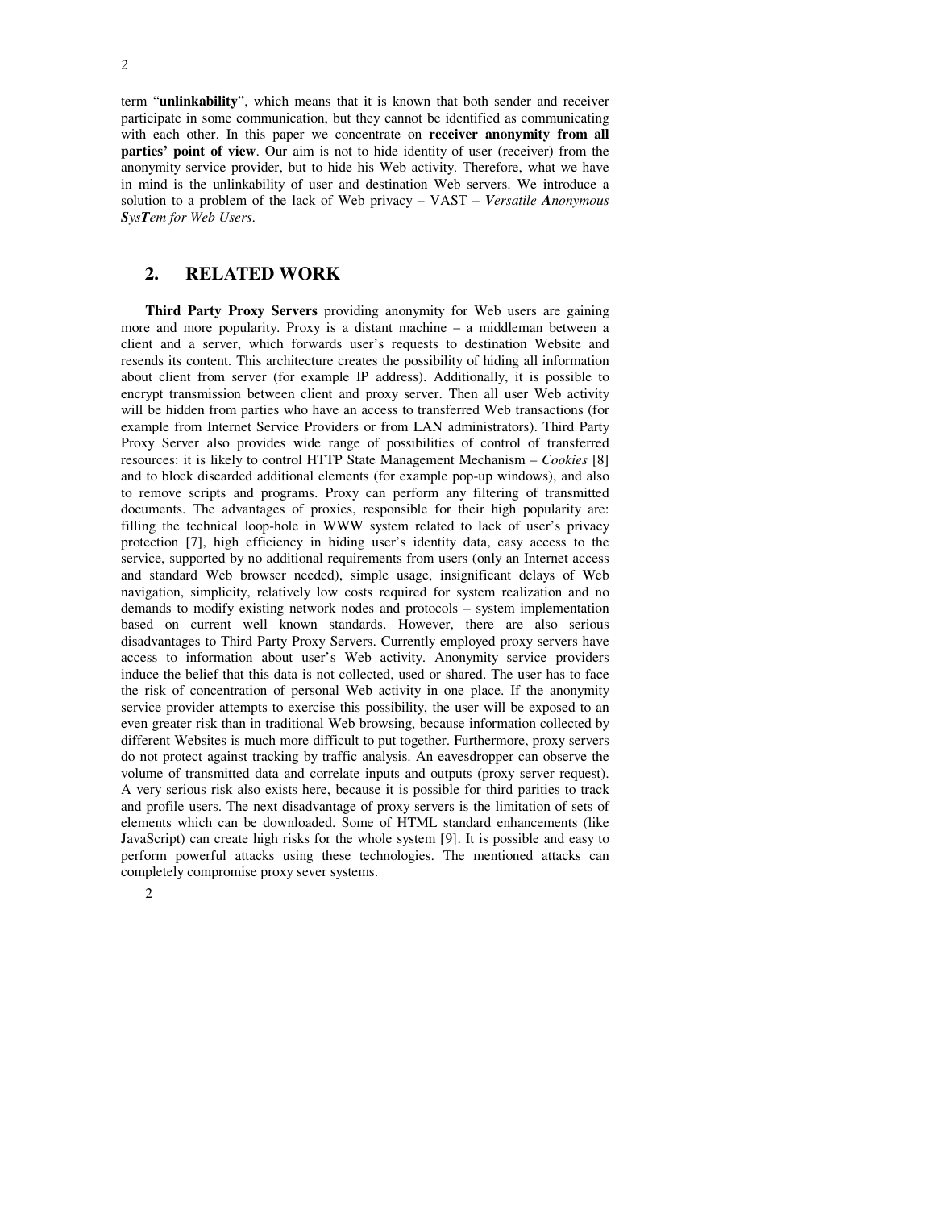term "**unlinkability**", which means that it is known that both sender and receiver participate in some communication, but they cannot be identified as communicating with each other. In this paper we concentrate on **receiver anonymity from all parties' point of view**. Our aim is not to hide identity of user (receiver) from the anonymity service provider, but to hide his Web activity. Therefore, what we have in mind is the unlinkability of user and destination Web servers. We introduce a solution to a problem of the lack of Web privacy – VAST – ***V**ersatile **A**nonymous **S**ys**T**em for Web Users.*

## 2. RELATED WORK

**Third Party Proxy Servers** providing anonymity for Web users are gaining more and more popularity. Proxy is a distant machine – a middleman between a client and a server, which forwards user's requests to destination Website and resends its content. This architecture creates the possibility of hiding all information about client from server (for example IP address). Additionally, it is possible to encrypt transmission between client and proxy server. Then all user Web activity will be hidden from parties who have an access to transferred Web transactions (for example from Internet Service Providers or from LAN administrators). Third Party Proxy Server also provides wide range of possibilities of control of transferred resources: it is likely to control HTTP State Management Mechanism – *Cookies* [8] and to block discarded additional elements (for example pop-up windows), and also to remove scripts and programs. Proxy can perform any filtering of transmitted documents. The advantages of proxies, responsible for their high popularity are: filling the technical loop-hole in WWW system related to lack of user's privacy protection [7], high efficiency in hiding user's identity data, easy access to the service, supported by no additional requirements from users (only an Internet access and standard Web browser needed), simple usage, insignificant delays of Web navigation, simplicity, relatively low costs required for system realization and no demands to modify existing network nodes and protocols – system implementation based on current well known standards. However, there are also serious disadvantages to Third Party Proxy Servers. Currently employed proxy servers have access to information about user's Web activity. Anonymity service providers induce the belief that this data is not collected, used or shared. The user has to face the risk of concentration of personal Web activity in one place. If the anonymity service provider attempts to exercise this possibility, the user will be exposed to an even greater risk than in traditional Web browsing, because information collected by different Websites is much more difficult to put together. Furthermore, proxy servers do not protect against tracking by traffic analysis. An eavesdropper can observe the volume of transmitted data and correlate inputs and outputs (proxy server request). A very serious risk also exists here, because it is possible for third parities to track and profile users. The next disadvantage of proxy servers is the limitation of sets of elements which can be downloaded. Some of HTML standard enhancements (like JavaScript) can create high risks for the whole system [9]. It is possible and easy to perform powerful attacks using these technologies. The mentioned attacks can completely compromise proxy sever systems.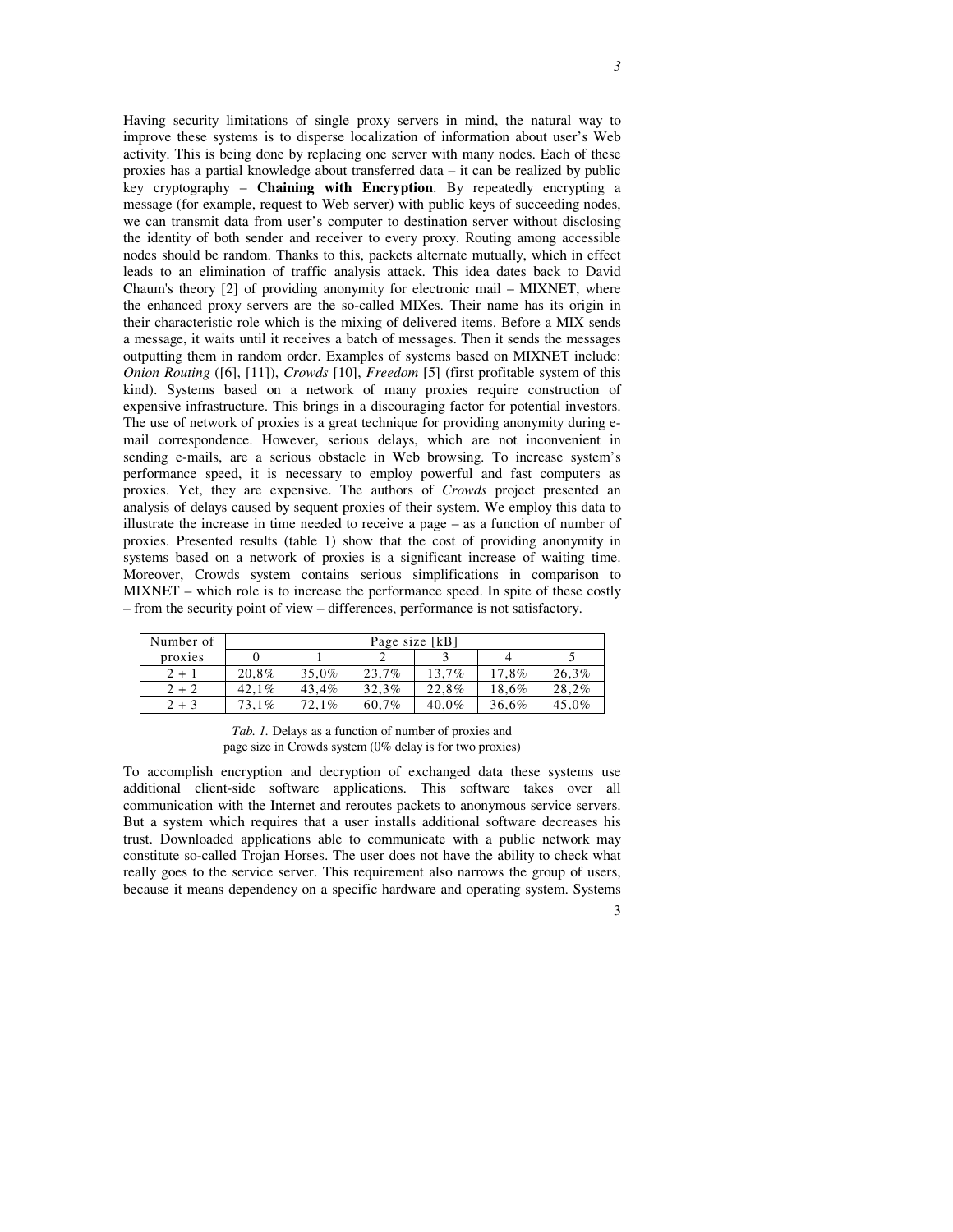Having security limitations of single proxy servers in mind, the natural way to improve these systems is to disperse localization of information about user's Web activity. This is being done by replacing one server with many nodes. Each of these proxies has a partial knowledge about transferred data – it can be realized by public key cryptography – **Chaining with Encryption**. By repeatedly encrypting a message (for example, request to Web server) with public keys of succeeding nodes, we can transmit data from user's computer to destination server without disclosing the identity of both sender and receiver to every proxy. Routing among accessible nodes should be random. Thanks to this, packets alternate mutually, which in effect leads to an elimination of traffic analysis attack. This idea dates back to David Chaum's theory [2] of providing anonymity for electronic mail – MIXNET, where the enhanced proxy servers are the so-called MIXes. Their name has its origin in their characteristic role which is the mixing of delivered items. Before a MIX sends a message, it waits until it receives a batch of messages. Then it sends the messages outputting them in random order. Examples of systems based on MIXNET include: *Onion Routing* ([6], [11]), *Crowds* [10], *Freedom* [5] (first profitable system of this kind). Systems based on a network of many proxies require construction of expensive infrastructure. This brings in a discouraging factor for potential investors. The use of network of proxies is a great technique for providing anonymity during e-mail correspondence. However, serious delays, which are not inconvenient in sending e-mails, are a serious obstacle in Web browsing. To increase system's performance speed, it is necessary to employ powerful and fast computers as proxies. Yet, they are expensive. The authors of *Crowds* project presented an analysis of delays caused by sequent proxies of their system. We employ this data to illustrate the increase in time needed to receive a page – as a function of number of proxies. Presented results (table 1) show that the cost of providing anonymity in systems based on a network of proxies is a significant increase of waiting time. Moreover, Crowds system contains serious simplifications in comparison to MIXNET – which role is to increase the performance speed. In spite of these costly – from the security point of view – differences, performance is not satisfactory.

| Number of proxies | Page size [kB] | | | | | |
|---|---|---|---|---|---|---|
| | 0 | 1 | 2 | 3 | 4 | 5 |
| 2 + 1 | 20,8% | 35,0% | 23,7% | 13,7% | 17,8% | 26,3% |
| 2 + 2 | 42,1% | 43,4% | 32,3% | 22,8% | 18,6% | 28,2% |
| 2 + 3 | 73,1% | 72,1% | 60,7% | 40,0% | 36,6% | 45,0% |

*Tab. 1.* Delays as a function of number of proxies and page size in Crowds system (0% delay is for two proxies)

To accomplish encryption and decryption of exchanged data these systems use additional client-side software applications. This software takes over all communication with the Internet and reroutes packets to anonymous service servers. But a system which requires that a user installs additional software decreases his trust. Downloaded applications able to communicate with a public network may constitute so-called Trojan Horses. The user does not have the ability to check what really goes to the service server. This requirement also narrows the group of users, because it means dependency on a specific hardware and operating system. Systems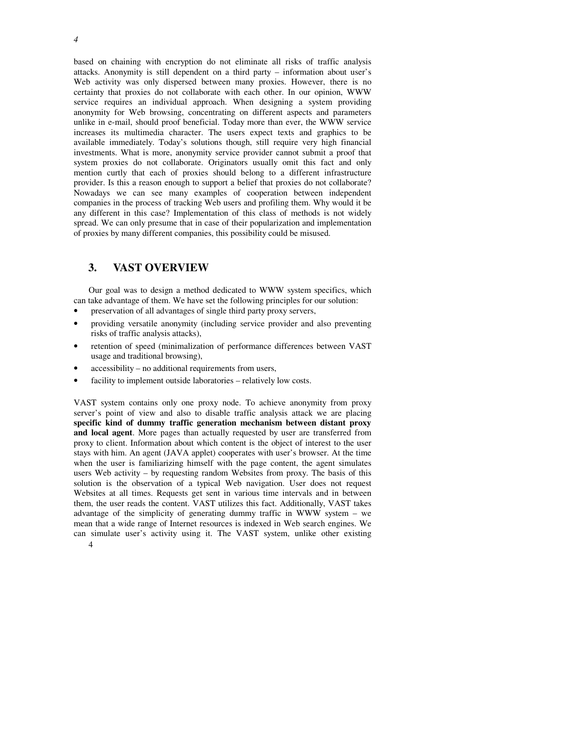based on chaining with encryption do not eliminate all risks of traffic analysis attacks. Anonymity is still dependent on a third party – information about user's Web activity was only dispersed between many proxies. However, there is no certainty that proxies do not collaborate with each other. In our opinion, WWW service requires an individual approach. When designing a system providing anonymity for Web browsing, concentrating on different aspects and parameters unlike in e-mail, should proof beneficial. Today more than ever, the WWW service increases its multimedia character. The users expect texts and graphics to be available immediately. Today's solutions though, still require very high financial investments. What is more, anonymity service provider cannot submit a proof that system proxies do not collaborate. Originators usually omit this fact and only mention curtly that each of proxies should belong to a different infrastructure provider. Is this a reason enough to support a belief that proxies do not collaborate? Nowadays we can see many examples of cooperation between independent companies in the process of tracking Web users and profiling them. Why would it be any different in this case? Implementation of this class of methods is not widely spread. We can only presume that in case of their popularization and implementation of proxies by many different companies, this possibility could be misused.

## 3. VAST OVERVIEW

Our goal was to design a method dedicated to WWW system specifics, which can take advantage of them. We have set the following principles for our solution:

- preservation of all advantages of single third party proxy servers,
- providing versatile anonymity (including service provider and also preventing risks of traffic analysis attacks),
- retention of speed (minimalization of performance differences between VAST usage and traditional browsing),
- accessibility – no additional requirements from users,
- facility to implement outside laboratories – relatively low costs.

VAST system contains only one proxy node. To achieve anonymity from proxy server's point of view and also to disable traffic analysis attack we are placing **specific kind of dummy traffic generation mechanism between distant proxy and local agent**. More pages than actually requested by user are transferred from proxy to client. Information about which content is the object of interest to the user stays with him. An agent (JAVA applet) cooperates with user's browser. At the time when the user is familiarizing himself with the page content, the agent simulates users Web activity – by requesting random Websites from proxy. The basis of this solution is the observation of a typical Web navigation. User does not request Websites at all times. Requests get sent in various time intervals and in between them, the user reads the content. VAST utilizes this fact. Additionally, VAST takes advantage of the simplicity of generating dummy traffic in WWW system – we mean that a wide range of Internet resources is indexed in Web search engines. We can simulate user's activity using it. The VAST system, unlike other existing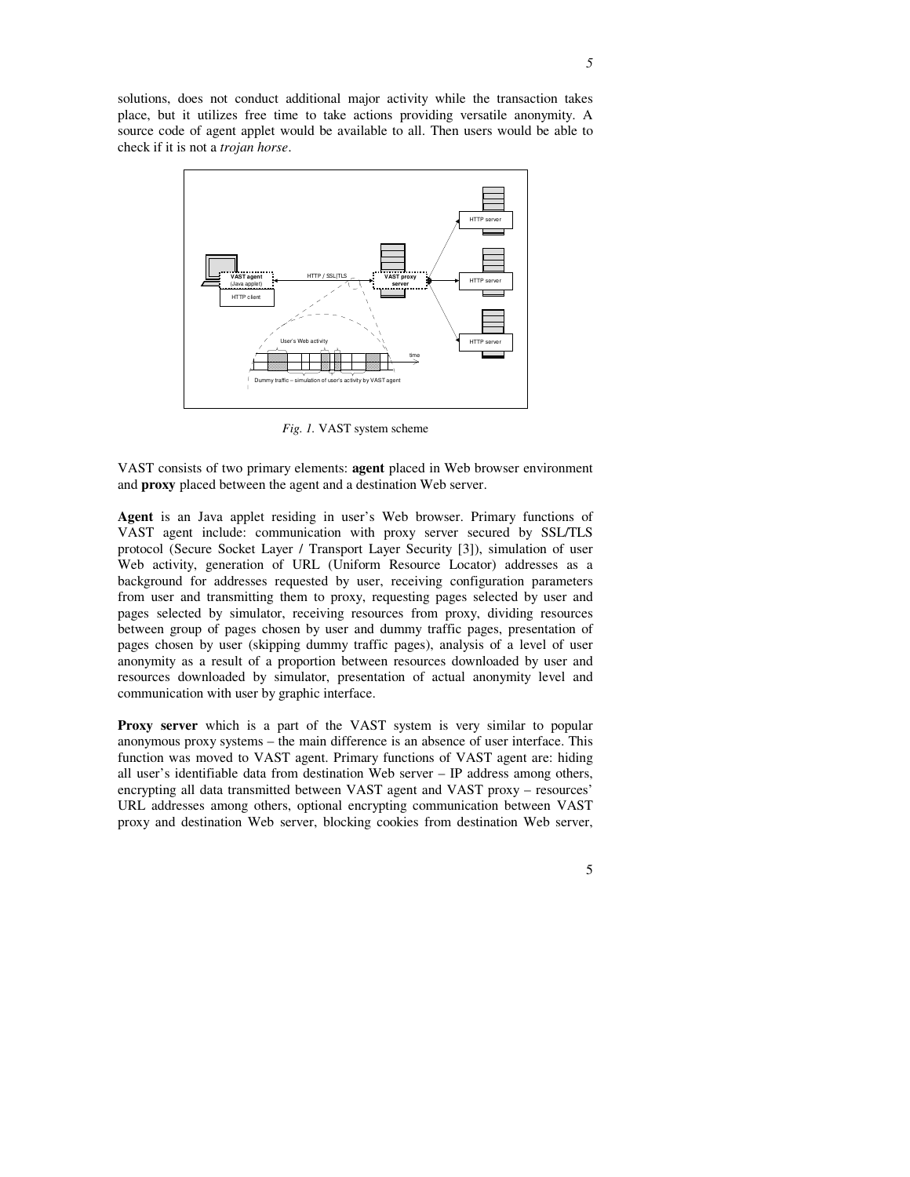solutions, does not conduct additional major activity while the transaction takes place, but it utilizes free time to take actions providing versatile anonymity. A source code of agent applet would be available to all. Then users would be able to check if it is not a *trojan horse*.

*Fig. 1.* VAST system scheme

VAST consists of two primary elements: **agent** placed in Web browser environment and **proxy** placed between the agent and a destination Web server.

**Agent** is an Java applet residing in user's Web browser. Primary functions of VAST agent include: communication with proxy server secured by SSL/TLS protocol (Secure Socket Layer / Transport Layer Security [3]), simulation of user Web activity, generation of URL (Uniform Resource Locator) addresses as a background for addresses requested by user, receiving configuration parameters from user and transmitting them to proxy, requesting pages selected by user and pages selected by simulator, receiving resources from proxy, dividing resources between group of pages chosen by user and dummy traffic pages, presentation of pages chosen by user (skipping dummy traffic pages), analysis of a level of user anonymity as a result of a proportion between resources downloaded by user and resources downloaded by simulator, presentation of actual anonymity level and communication with user by graphic interface.

**Proxy server** which is a part of the VAST system is very similar to popular anonymous proxy systems – the main difference is an absence of user interface. This function was moved to VAST agent. Primary functions of VAST agent are: hiding all user's identifiable data from destination Web server – IP address among others, encrypting all data transmitted between VAST agent and VAST proxy – resources' URL addresses among others, optional encrypting communication between VAST proxy and destination Web server, blocking cookies from destination Web server,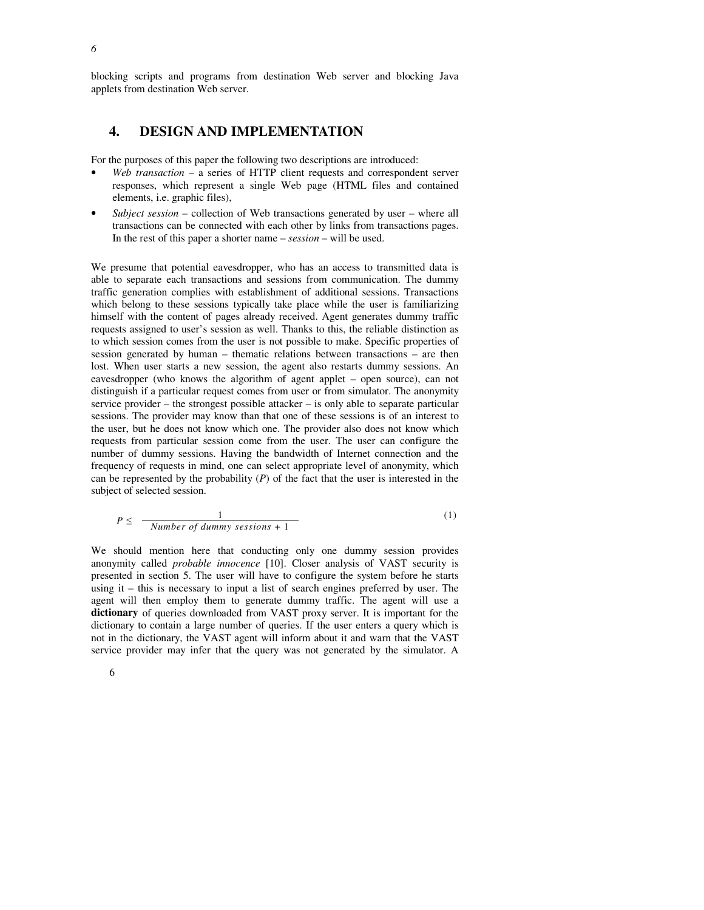blocking scripts and programs from destination Web server and blocking Java applets from destination Web server.

## 4. DESIGN AND IMPLEMENTATION

For the purposes of this paper the following two descriptions are introduced:

- *Web transaction* – a series of HTTP client requests and correspondent server responses, which represent a single Web page (HTML files and contained elements, i.e. graphic files),
- *Subject session* – collection of Web transactions generated by user – where all transactions can be connected with each other by links from transactions pages. In the rest of this paper a shorter name – *session* – will be used.

We presume that potential eavesdropper, who has an access to transmitted data is able to separate each transactions and sessions from communication. The dummy traffic generation complies with establishment of additional sessions. Transactions which belong to these sessions typically take place while the user is familiarizing himself with the content of pages already received. Agent generates dummy traffic requests assigned to user's session as well. Thanks to this, the reliable distinction as to which session comes from the user is not possible to make. Specific properties of session generated by human – thematic relations between transactions – are then lost. When user starts a new session, the agent also restarts dummy sessions. An eavesdropper (who knows the algorithm of agent applet – open source), can not distinguish if a particular request comes from user or from simulator. The anonymity service provider – the strongest possible attacker – is only able to separate particular sessions. The provider may know than that one of these sessions is of an interest to the user, but he does not know which one. The provider also does not know which requests from particular session come from the user. The user can configure the number of dummy sessions. Having the bandwidth of Internet connection and the frequency of requests in mind, one can select appropriate level of anonymity, which can be represented by the probability ($P$) of the fact that the user is interested in the subject of selected session.

$$P \leq \frac{1}{\textit{Number of dummy sessions} + 1} \qquad (1)$$

We should mention here that conducting only one dummy session provides anonymity called *probable innocence* [10]. Closer analysis of VAST security is presented in section 5. The user will have to configure the system before he starts using it – this is necessary to input a list of search engines preferred by user. The agent will then employ them to generate dummy traffic. The agent will use a **dictionary** of queries downloaded from VAST proxy server. It is important for the dictionary to contain a large number of queries. If the user enters a query which is not in the dictionary, the VAST agent will inform about it and warn that the VAST service provider may infer that the query was not generated by the simulator. A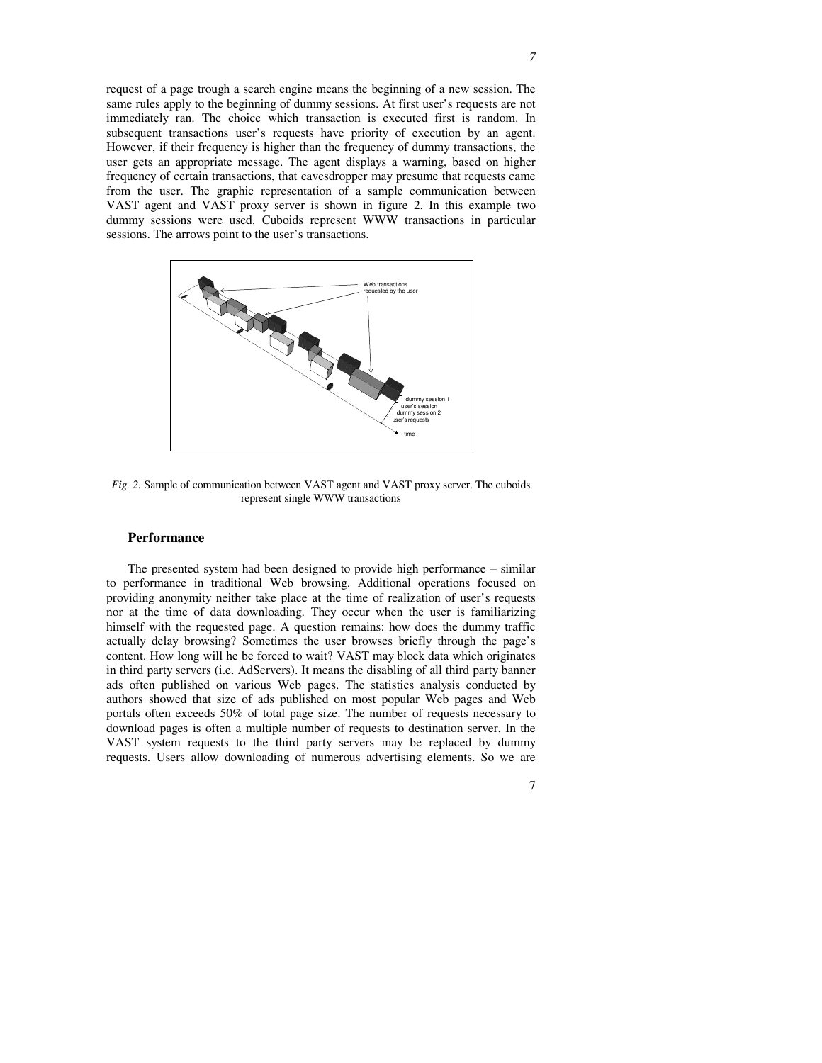request of a page trough a search engine means the beginning of a new session. The same rules apply to the beginning of dummy sessions. At first user's requests are not immediately ran. The choice which transaction is executed first is random. In subsequent transactions user's requests have priority of execution by an agent. However, if their frequency is higher than the frequency of dummy transactions, the user gets an appropriate message. The agent displays a warning, based on higher frequency of certain transactions, that eavesdropper may presume that requests came from the user. The graphic representation of a sample communication between VAST agent and VAST proxy server is shown in figure 2. In this example two dummy sessions were used. Cuboids represent WWW transactions in particular sessions. The arrows point to the user's transactions.

*Fig. 2.* Sample of communication between VAST agent and VAST proxy server. The cuboids represent single WWW transactions

## Performance

The presented system had been designed to provide high performance – similar to performance in traditional Web browsing. Additional operations focused on providing anonymity neither take place at the time of realization of user's requests nor at the time of data downloading. They occur when the user is familiarizing himself with the requested page. A question remains: how does the dummy traffic actually delay browsing? Sometimes the user browses briefly through the page's content. How long will he be forced to wait? VAST may block data which originates in third party servers (i.e. AdServers). It means the disabling of all third party banner ads often published on various Web pages. The statistics analysis conducted by authors showed that size of ads published on most popular Web pages and Web portals often exceeds 50% of total page size. The number of requests necessary to download pages is often a multiple number of requests to destination server. In the VAST system requests to the third party servers may be replaced by dummy requests. Users allow downloading of numerous advertising elements. So we are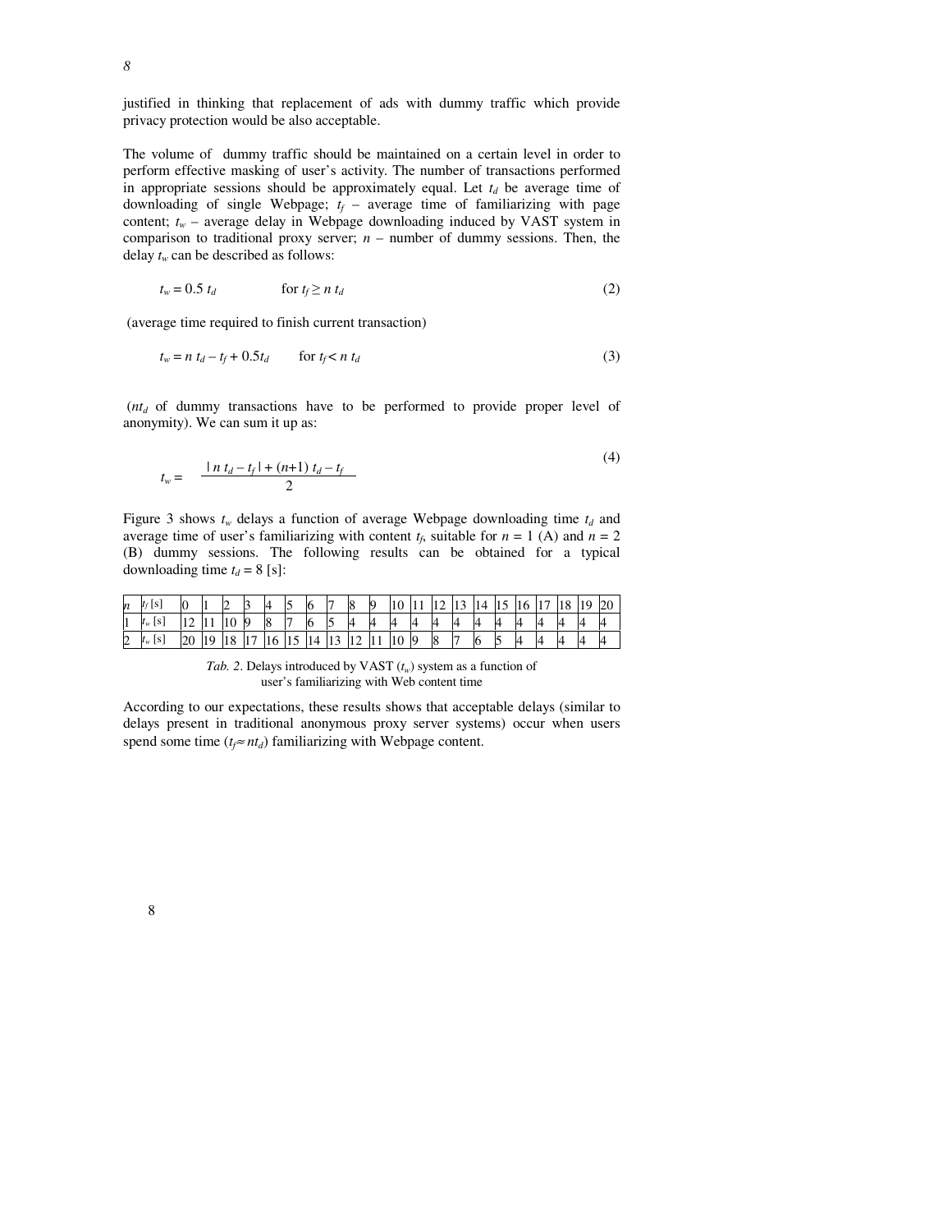justified in thinking that replacement of ads with dummy traffic which provide privacy protection would be also acceptable.

The volume of dummy traffic should be maintained on a certain level in order to perform effective masking of user's activity. The number of transactions performed in appropriate sessions should be approximately equal. Let $t_d$ be average time of downloading of single Webpage; $t_f$ – average time of familiarizing with page content; $t_w$ – average delay in Webpage downloading induced by VAST system in comparison to traditional proxy server; $n$ – number of dummy sessions. Then, the delay $t_w$ can be described as follows:

$$t_w = 0.5\, t_d \qquad \text{for } t_f \geq n\, t_d \tag{2}$$

(average time required to finish current transaction)

$$t_w = n\, t_d - t_f + 0.5 t_d \qquad \text{for } t_f < n\, t_d \tag{3}$$

($nt_d$ of dummy transactions have to be performed to provide proper level of anonymity). We can sum it up as:

$$t_w = \frac{|\, n\, t_d - t_f \,| + (n+1)\, t_d - t_f}{2} \tag{4}$$

Figure 3 shows $t_w$ delays a function of average Webpage downloading time $t_d$ and average time of user's familiarizing with content $t_f$, suitable for $n = 1$ (A) and $n = 2$ (B) dummy sessions. The following results can be obtained for a typical downloading time $t_d = 8$ [s]:

| $n$ | $t_f$ [s] | 0 | 1 | 2 | 3 | 4 | 5 | 6 | 7 | 8 | 9 | 10 | 11 | 12 | 13 | 14 | 15 | 16 | 17 | 18 | 19 | 20 |
|---|---|---|---|---|---|---|---|---|---|---|---|---|---|---|---|---|---|---|---|---|---|---|
| 1 | $t_w$ [s] | 12 | 11 | 10 | 9 | 8 | 7 | 6 | 5 | 4 | 4 | 4 | 4 | 4 | 4 | 4 | 4 | 4 | 4 | 4 | 4 | 4 |
| 2 | $t_w$ [s] | 20 | 19 | 18 | 17 | 16 | 15 | 14 | 13 | 12 | 11 | 10 | 9 | 8 | 7 | 6 | 5 | 4 | 4 | 4 | 4 | 4 |

*Tab. 2*. Delays introduced by VAST ($t_w$) system as a function of user's familiarizing with Web content time

According to our expectations, these results shows that acceptable delays (similar to delays present in traditional anonymous proxy server systems) occur when users spend some time ($t_f \approx nt_d$) familiarizing with Webpage content.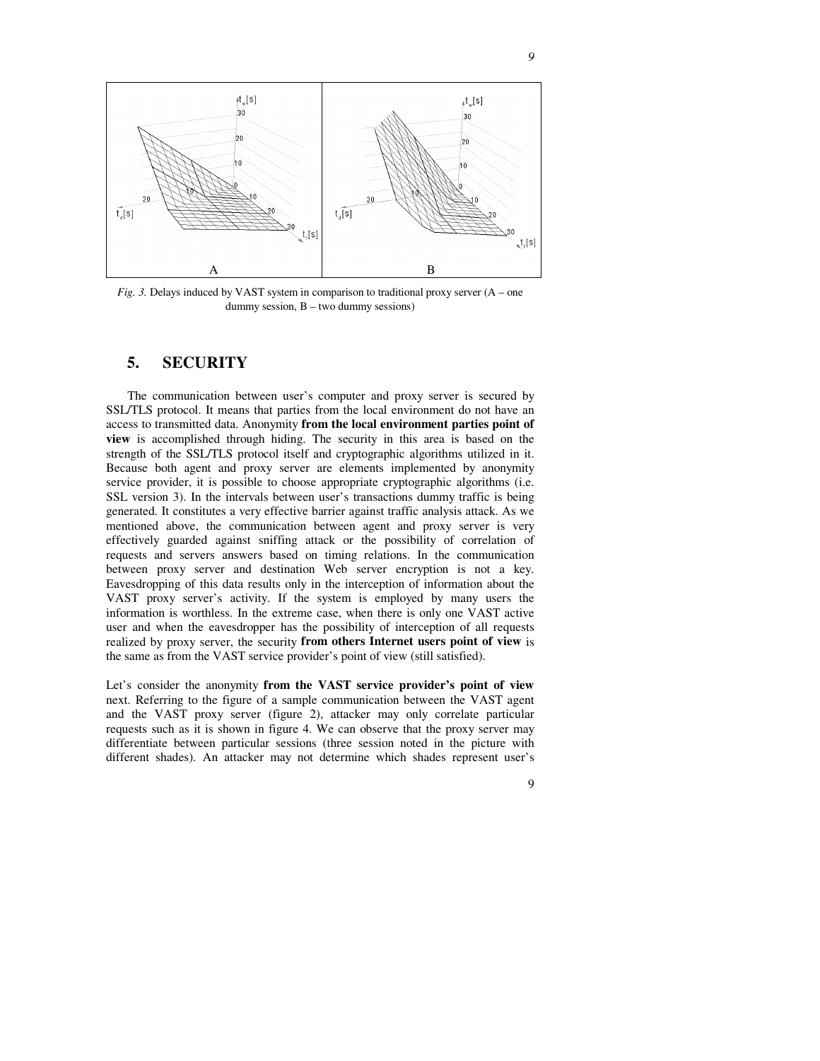*Fig. 3.* Delays induced by VAST system in comparison to traditional proxy server (A – one dummy session, B – two dummy sessions)

## 5. SECURITY

The communication between user's computer and proxy server is secured by SSL/TLS protocol. It means that parties from the local environment do not have an access to transmitted data. Anonymity **from the local environment parties point of view** is accomplished through hiding. The security in this area is based on the strength of the SSL/TLS protocol itself and cryptographic algorithms utilized in it. Because both agent and proxy server are elements implemented by anonymity service provider, it is possible to choose appropriate cryptographic algorithms (i.e. SSL version 3). In the intervals between user's transactions dummy traffic is being generated. It constitutes a very effective barrier against traffic analysis attack. As we mentioned above, the communication between agent and proxy server is very effectively guarded against sniffing attack or the possibility of correlation of requests and servers answers based on timing relations. In the communication between proxy server and destination Web server encryption is not a key. Eavesdropping of this data results only in the interception of information about the VAST proxy server's activity. If the system is employed by many users the information is worthless. In the extreme case, when there is only one VAST active user and when the eavesdropper has the possibility of interception of all requests realized by proxy server, the security **from others Internet users point of view** is the same as from the VAST service provider's point of view (still satisfied).

Let's consider the anonymity **from the VAST service provider's point of view** next. Referring to the figure of a sample communication between the VAST agent and the VAST proxy server (figure 2), attacker may only correlate particular requests such as it is shown in figure 4. We can observe that the proxy server may differentiate between particular sessions (three session noted in the picture with different shades). An attacker may not determine which shades represent user's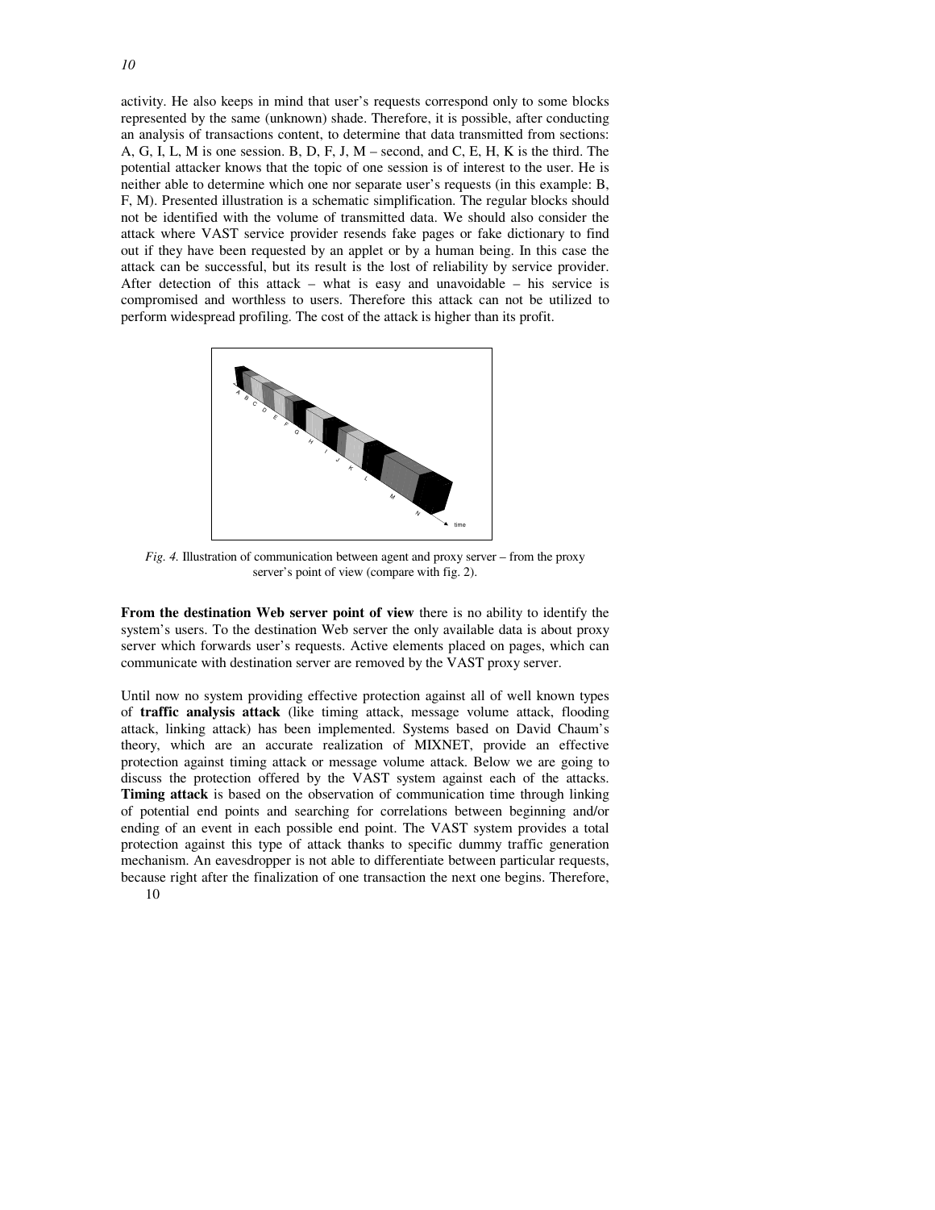activity. He also keeps in mind that user's requests correspond only to some blocks represented by the same (unknown) shade. Therefore, it is possible, after conducting an analysis of transactions content, to determine that data transmitted from sections: A, G, I, L, M is one session. B, D, F, J, M – second, and C, E, H, K is the third. The potential attacker knows that the topic of one session is of interest to the user. He is neither able to determine which one nor separate user's requests (in this example: B, F, M). Presented illustration is a schematic simplification. The regular blocks should not be identified with the volume of transmitted data. We should also consider the attack where VAST service provider resends fake pages or fake dictionary to find out if they have been requested by an applet or by a human being. In this case the attack can be successful, but its result is the lost of reliability by service provider. After detection of this attack – what is easy and unavoidable – his service is compromised and worthless to users. Therefore this attack can not be utilized to perform widespread profiling. The cost of the attack is higher than its profit.

A B C D E F G H I J K L M N

time

*Fig. 4.* Illustration of communication between agent and proxy server – from the proxy server's point of view (compare with fig. 2).

**From the destination Web server point of view** there is no ability to identify the system's users. To the destination Web server the only available data is about proxy server which forwards user's requests. Active elements placed on pages, which can communicate with destination server are removed by the VAST proxy server.

Until now no system providing effective protection against all of well known types of **traffic analysis attack** (like timing attack, message volume attack, flooding attack, linking attack) has been implemented. Systems based on David Chaum's theory, which are an accurate realization of MIXNET, provide an effective protection against timing attack or message volume attack. Below we are going to discuss the protection offered by the VAST system against each of the attacks. **Timing attack** is based on the observation of communication time through linking of potential end points and searching for correlations between beginning and/or ending of an event in each possible end point. The VAST system provides a total protection against this type of attack thanks to specific dummy traffic generation mechanism. An eavesdropper is not able to differentiate between particular requests, because right after the finalization of one transaction the next one begins. Therefore,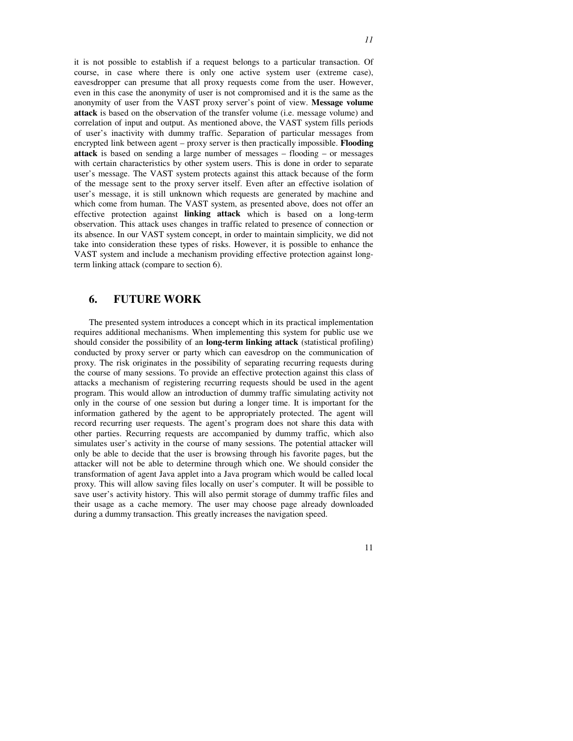it is not possible to establish if a request belongs to a particular transaction. Of course, in case where there is only one active system user (extreme case), eavesdropper can presume that all proxy requests come from the user. However, even in this case the anonymity of user is not compromised and it is the same as the anonymity of user from the VAST proxy server's point of view. **Message volume attack** is based on the observation of the transfer volume (i.e. message volume) and correlation of input and output. As mentioned above, the VAST system fills periods of user's inactivity with dummy traffic. Separation of particular messages from encrypted link between agent – proxy server is then practically impossible. **Flooding attack** is based on sending a large number of messages – flooding – or messages with certain characteristics by other system users. This is done in order to separate user's message. The VAST system protects against this attack because of the form of the message sent to the proxy server itself. Even after an effective isolation of user's message, it is still unknown which requests are generated by machine and which come from human. The VAST system, as presented above, does not offer an effective protection against **linking attack** which is based on a long-term observation. This attack uses changes in traffic related to presence of connection or its absence. In our VAST system concept, in order to maintain simplicity, we did not take into consideration these types of risks. However, it is possible to enhance the VAST system and include a mechanism providing effective protection against long-term linking attack (compare to section 6).

## 6. FUTURE WORK

The presented system introduces a concept which in its practical implementation requires additional mechanisms. When implementing this system for public use we should consider the possibility of an **long-term linking attack** (statistical profiling) conducted by proxy server or party which can eavesdrop on the communication of proxy. The risk originates in the possibility of separating recurring requests during the course of many sessions. To provide an effective protection against this class of attacks a mechanism of registering recurring requests should be used in the agent program. This would allow an introduction of dummy traffic simulating activity not only in the course of one session but during a longer time. It is important for the information gathered by the agent to be appropriately protected. The agent will record recurring user requests. The agent's program does not share this data with other parties. Recurring requests are accompanied by dummy traffic, which also simulates user's activity in the course of many sessions. The potential attacker will only be able to decide that the user is browsing through his favorite pages, but the attacker will not be able to determine through which one. We should consider the transformation of agent Java applet into a Java program which would be called local proxy. This will allow saving files locally on user's computer. It will be possible to save user's activity history. This will also permit storage of dummy traffic files and their usage as a cache memory. The user may choose page already downloaded during a dummy transaction. This greatly increases the navigation speed.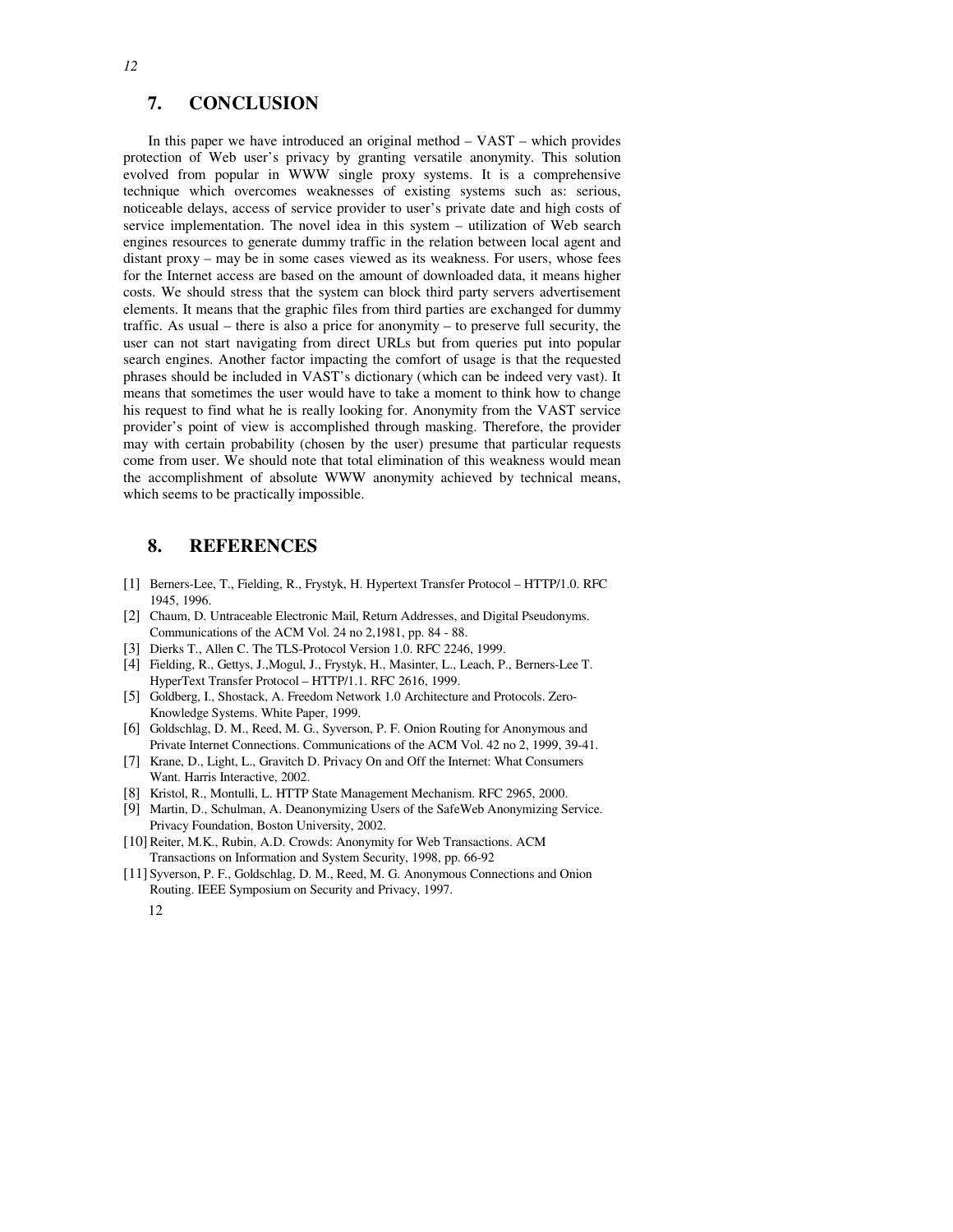## 7. CONCLUSION

In this paper we have introduced an original method – VAST – which provides protection of Web user's privacy by granting versatile anonymity. This solution evolved from popular in WWW single proxy systems. It is a comprehensive technique which overcomes weaknesses of existing systems such as: serious, noticeable delays, access of service provider to user's private date and high costs of service implementation. The novel idea in this system – utilization of Web search engines resources to generate dummy traffic in the relation between local agent and distant proxy – may be in some cases viewed as its weakness. For users, whose fees for the Internet access are based on the amount of downloaded data, it means higher costs. We should stress that the system can block third party servers advertisement elements. It means that the graphic files from third parties are exchanged for dummy traffic. As usual – there is also a price for anonymity – to preserve full security, the user can not start navigating from direct URLs but from queries put into popular search engines. Another factor impacting the comfort of usage is that the requested phrases should be included in VAST's dictionary (which can be indeed very vast). It means that sometimes the user would have to take a moment to think how to change his request to find what he is really looking for. Anonymity from the VAST service provider's point of view is accomplished through masking. Therefore, the provider may with certain probability (chosen by the user) presume that particular requests come from user. We should note that total elimination of this weakness would mean the accomplishment of absolute WWW anonymity achieved by technical means, which seems to be practically impossible.

## 8. REFERENCES

[1] Berners-Lee, T., Fielding, R., Frystyk, H. Hypertext Transfer Protocol – HTTP/1.0. RFC 1945, 1996.

[2] Chaum, D. Untraceable Electronic Mail, Return Addresses, and Digital Pseudonyms. Communications of the ACM Vol. 24 no 2,1981, pp. 84 - 88.

[3] Dierks T., Allen C. The TLS-Protocol Version 1.0. RFC 2246, 1999.

[4] Fielding, R., Gettys, J.,Mogul, J., Frystyk, H., Masinter, L., Leach, P., Berners-Lee T. HyperText Transfer Protocol – HTTP/1.1. RFC 2616, 1999.

[5] Goldberg, I., Shostack, A. Freedom Network 1.0 Architecture and Protocols. Zero-Knowledge Systems. White Paper, 1999.

[6] Goldschlag, D. M., Reed, M. G., Syverson, P. F. Onion Routing for Anonymous and Private Internet Connections. Communications of the ACM Vol. 42 no 2, 1999, 39-41.

[7] Krane, D., Light, L., Gravitch D. Privacy On and Off the Internet: What Consumers Want. Harris Interactive, 2002.

[8] Kristol, R., Montulli, L. HTTP State Management Mechanism. RFC 2965, 2000.

[9] Martin, D., Schulman, A. Deanonymizing Users of the SafeWeb Anonymizing Service. Privacy Foundation, Boston University, 2002.

[10] Reiter, M.K., Rubin, A.D. Crowds: Anonymity for Web Transactions. ACM Transactions on Information and System Security, 1998, pp. 66-92

[11] Syverson, P. F., Goldschlag, D. M., Reed, M. G. Anonymous Connections and Onion Routing. IEEE Symposium on Security and Privacy, 1997.